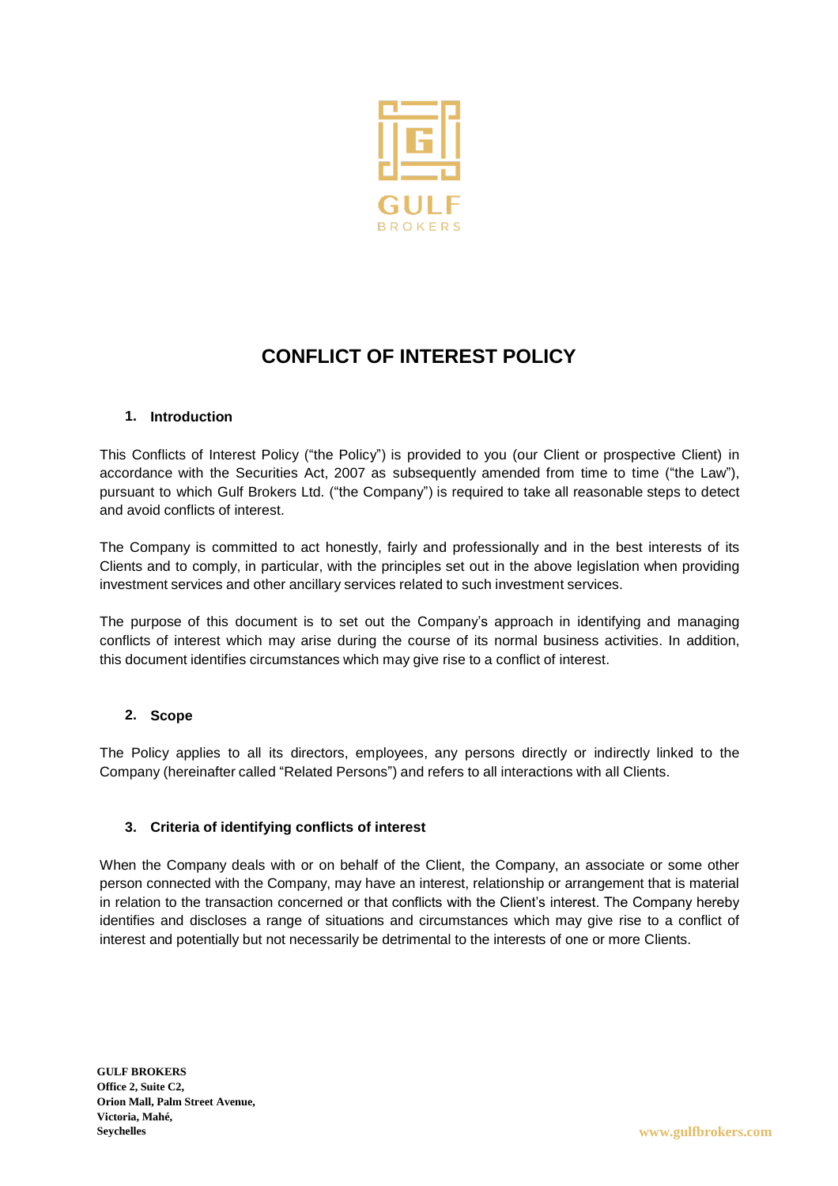# CONFLICT OF INTEREST POLICY

## 1. Introduction

This Conflicts of Interest Policy ("the Policy") is provided to you (our Client or prospective Client) in accordance with the Securities Act, 2007 as subsequently amended from time to time ("the Law"), pursuant to which Gulf Brokers Ltd. ("the Company") is required to take all reasonable steps to detect and avoid conflicts of interest.

The Company is committed to act honestly, fairly and professionally and in the best interests of its Clients and to comply, in particular, with the principles set out in the above legislation when providing investment services and other ancillary services related to such investment services.

The purpose of this document is to set out the Company's approach in identifying and managing conflicts of interest which may arise during the course of its normal business activities. In addition, this document identifies circumstances which may give rise to a conflict of interest.

## 2. Scope

The Policy applies to all its directors, employees, any persons directly or indirectly linked to the Company (hereinafter called "Related Persons") and refers to all interactions with all Clients.

## 3. Criteria of identifying conflicts of interest

When the Company deals with or on behalf of the Client, the Company, an associate or some other person connected with the Company, may have an interest, relationship or arrangement that is material in relation to the transaction concerned or that conflicts with the Client's interest. The Company hereby identifies and discloses a range of situations and circumstances which may give rise to a conflict of interest and potentially but not necessarily be detrimental to the interests of one or more Clients.

**GULF BROKERS**
**Office 2, Suite C2,**
**Orion Mall, Palm Street Avenue,**
**Victoria, Mahé,**
**Seychelles**

www.gulfbrokers.com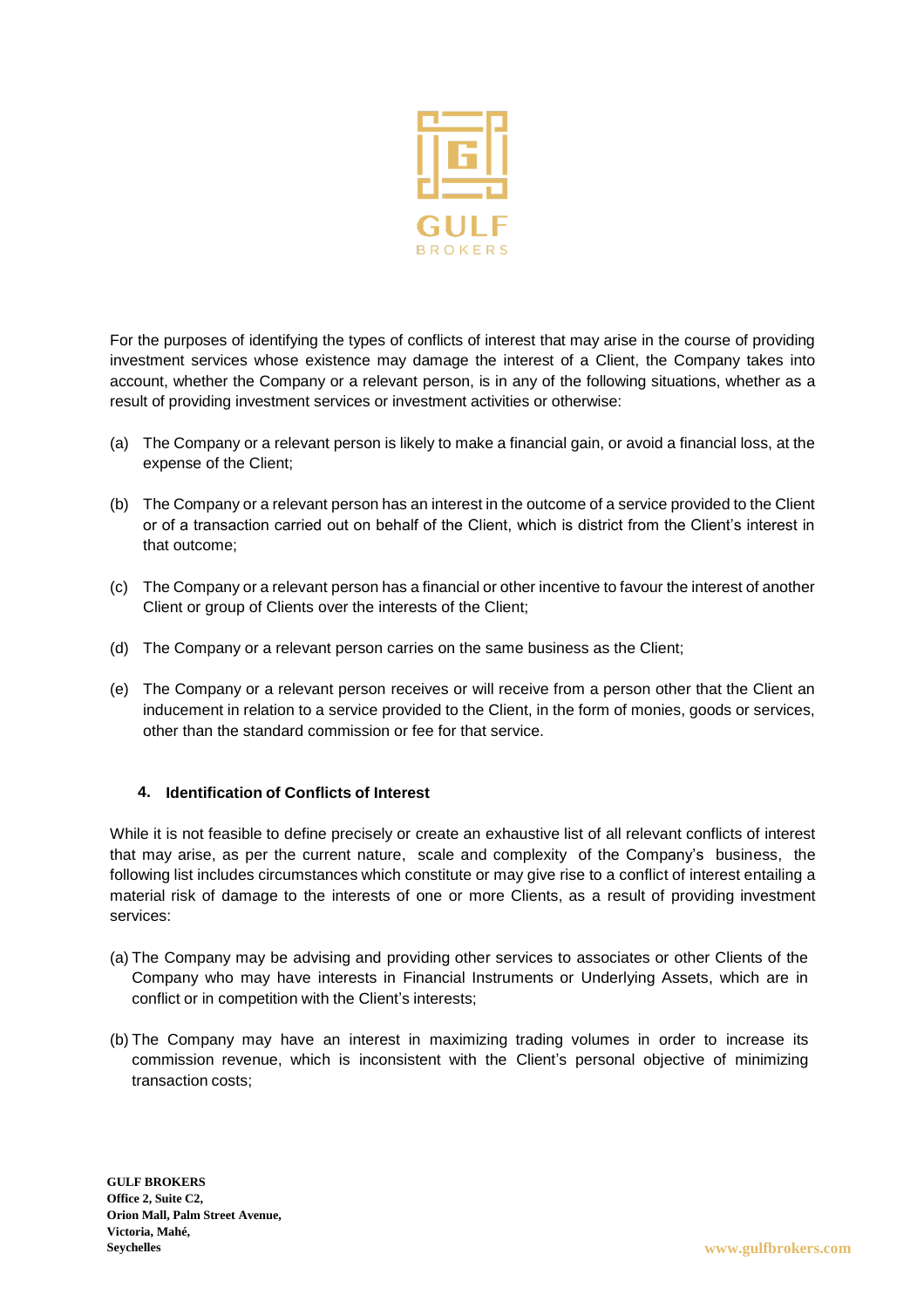For the purposes of identifying the types of conflicts of interest that may arise in the course of providing investment services whose existence may damage the interest of a Client, the Company takes into account, whether the Company or a relevant person, is in any of the following situations, whether as a result of providing investment services or investment activities or otherwise:

(a) The Company or a relevant person is likely to make a financial gain, or avoid a financial loss, at the expense of the Client;

(b) The Company or a relevant person has an interest in the outcome of a service provided to the Client or of a transaction carried out on behalf of the Client, which is district from the Client's interest in that outcome;

(c) The Company or a relevant person has a financial or other incentive to favour the interest of another Client or group of Clients over the interests of the Client;

(d) The Company or a relevant person carries on the same business as the Client;

(e) The Company or a relevant person receives or will receive from a person other that the Client an inducement in relation to a service provided to the Client, in the form of monies, goods or services, other than the standard commission or fee for that service.

## 4. Identification of Conflicts of Interest

While it is not feasible to define precisely or create an exhaustive list of all relevant conflicts of interest that may arise, as per the current nature, scale and complexity of the Company's business, the following list includes circumstances which constitute or may give rise to a conflict of interest entailing a material risk of damage to the interests of one or more Clients, as a result of providing investment services:

(a) The Company may be advising and providing other services to associates or other Clients of the Company who may have interests in Financial Instruments or Underlying Assets, which are in conflict or in competition with the Client's interests;

(b) The Company may have an interest in maximizing trading volumes in order to increase its commission revenue, which is inconsistent with the Client's personal objective of minimizing transaction costs;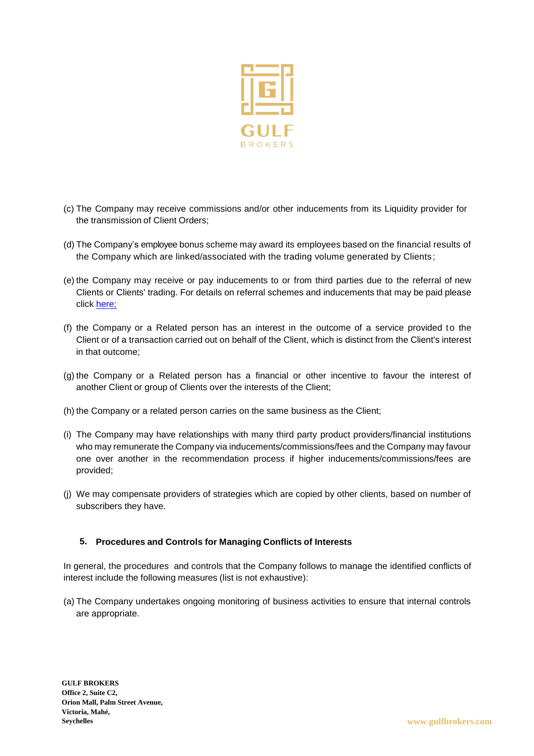(c) The Company may receive commissions and/or other inducements from its Liquidity provider for the transmission of Client Orders;

(d) The Company's employee bonus scheme may award its employees based on the financial results of the Company which are linked/associated with the trading volume generated by Clients;

(e) the Company may receive or pay inducements to or from third parties due to the referral of new Clients or Clients' trading. For details on referral schemes and inducements that may be paid please click here;

(f) the Company or a Related person has an interest in the outcome of a service provided to the Client or of a transaction carried out on behalf of the Client, which is distinct from the Client's interest in that outcome;

(g) the Company or a Related person has a financial or other incentive to favour the interest of another Client or group of Clients over the interests of the Client;

(h) the Company or a related person carries on the same business as the Client;

(i) The Company may have relationships with many third party product providers/financial institutions who may remunerate the Company via inducements/commissions/fees and the Company may favour one over another in the recommendation process if higher inducements/commissions/fees are provided;

(j) We may compensate providers of strategies which are copied by other clients, based on number of subscribers they have.

## 5. Procedures and Controls for Managing Conflicts of Interests

In general, the procedures and controls that the Company follows to manage the identified conflicts of interest include the following measures (list is not exhaustive):

(a) The Company undertakes ongoing monitoring of business activities to ensure that internal controls are appropriate.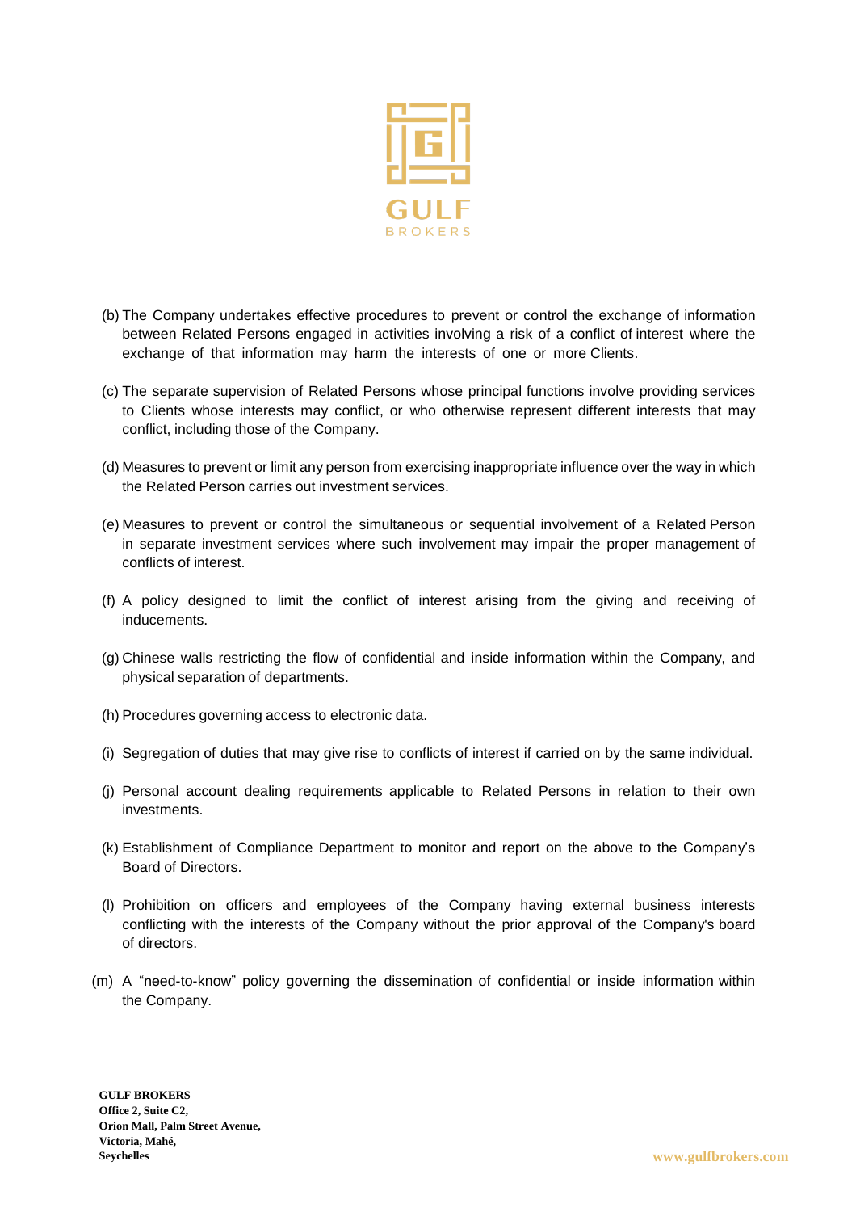(b) The Company undertakes effective procedures to prevent or control the exchange of information between Related Persons engaged in activities involving a risk of a conflict of interest where the exchange of that information may harm the interests of one or more Clients.

(c) The separate supervision of Related Persons whose principal functions involve providing services to Clients whose interests may conflict, or who otherwise represent different interests that may conflict, including those of the Company.

(d) Measures to prevent or limit any person from exercising inappropriate influence over the way in which the Related Person carries out investment services.

(e) Measures to prevent or control the simultaneous or sequential involvement of a Related Person in separate investment services where such involvement may impair the proper management of conflicts of interest.

(f) A policy designed to limit the conflict of interest arising from the giving and receiving of inducements.

(g) Chinese walls restricting the flow of confidential and inside information within the Company, and physical separation of departments.

(h) Procedures governing access to electronic data.

(i) Segregation of duties that may give rise to conflicts of interest if carried on by the same individual.

(j) Personal account dealing requirements applicable to Related Persons in relation to their own investments.

(k) Establishment of Compliance Department to monitor and report on the above to the Company's Board of Directors.

(l) Prohibition on officers and employees of the Company having external business interests conflicting with the interests of the Company without the prior approval of the Company's board of directors.

(m) A "need-to-know" policy governing the dissemination of confidential or inside information within the Company.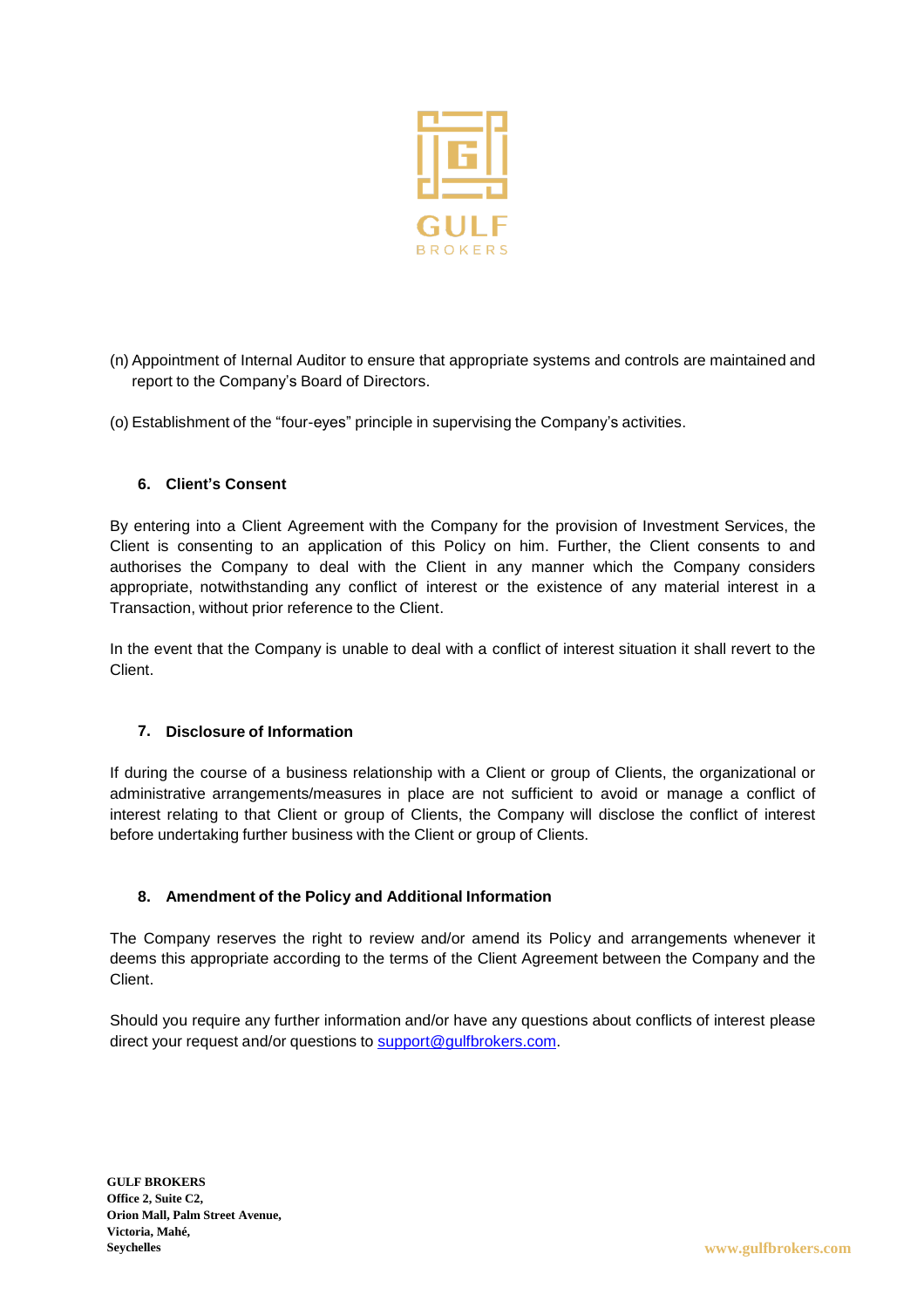(n) Appointment of Internal Auditor to ensure that appropriate systems and controls are maintained and report to the Company's Board of Directors.

(o) Establishment of the "four-eyes" principle in supervising the Company's activities.

### 6. Client's Consent

By entering into a Client Agreement with the Company for the provision of Investment Services, the Client is consenting to an application of this Policy on him. Further, the Client consents to and authorises the Company to deal with the Client in any manner which the Company considers appropriate, notwithstanding any conflict of interest or the existence of any material interest in a Transaction, without prior reference to the Client.

In the event that the Company is unable to deal with a conflict of interest situation it shall revert to the Client.

### 7. Disclosure of Information

If during the course of a business relationship with a Client or group of Clients, the organizational or administrative arrangements/measures in place are not sufficient to avoid or manage a conflict of interest relating to that Client or group of Clients, the Company will disclose the conflict of interest before undertaking further business with the Client or group of Clients.

### 8. Amendment of the Policy and Additional Information

The Company reserves the right to review and/or amend its Policy and arrangements whenever it deems this appropriate according to the terms of the Client Agreement between the Company and the Client.

Should you require any further information and/or have any questions about conflicts of interest please direct your request and/or questions to support@gulfbrokers.com.

**GULF BROKERS**
**Office 2, Suite C2,**
**Orion Mall, Palm Street Avenue,**
**Victoria, Mahé,**
**Seychelles**

www.gulfbrokers.com